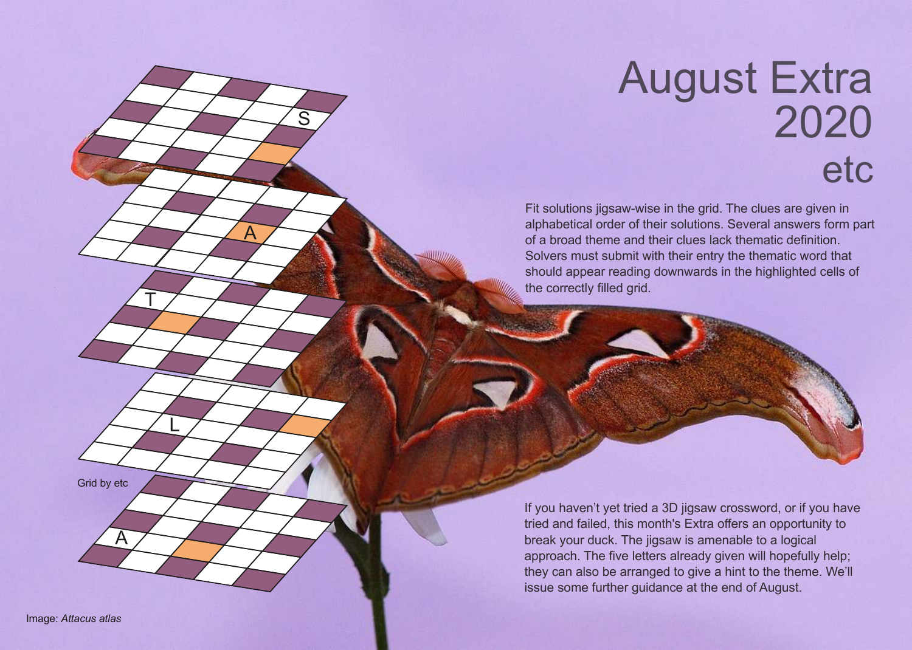# August Extra 2020

## etc

Fit solutions jigsaw-wise in the grid. The clues are given in alphabetical order of their solutions. Several answers form part of a broad theme and their clues lack thematic definition. Solvers must submit with their entry the thematic word that should appear reading downwards in the highlighted cells of the correctly filled grid.

If you haven't yet tried a 3D jigsaw crossword, or if you have tried and failed, this month's Extra offers an opportunity to break your duck. The jigsaw is amenable to a logical approach. The five letters already given will hopefully help; they can also be arranged to give a hint to the theme. We'll issue some further guidance at the end of August.

Grid by etc

Image: *Attacus atlas*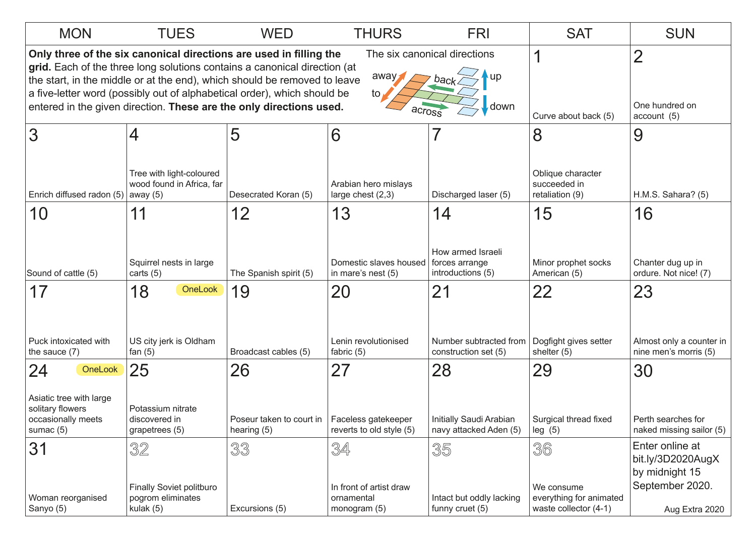| MON | TUES | WED | THURS | FRI | SAT | SUN |
|---|---|---|---|---|---|---|
| **Only three of the six canonical directions are used in filling the grid.** Each of the three long solutions contains a canonical direction (at the start, in the middle or at the end), which should be removed to leave a five-letter word (possibly out of alphabetical order), which should be entered in the given direction. **These are the only directions used.** | | | The six canonical directions: away, to, back, across, up, down | | 1 Curve about back (5) | 2 One hundred on account (5) |
| 3 Enrich diffused radon (5) | 4 Tree with light-coloured wood found in Africa, far away (5) | 5 Desecrated Koran (5) | 6 Arabian hero mislays large chest (2,3) | 7 Discharged laser (5) | 8 Oblique character succeeded in retaliation (9) | 9 H.M.S. Sahara? (5) |
| 10 Sound of cattle (5) | 11 Squirrel nests in large carts (5) | 12 The Spanish spirit (5) | 13 Domestic slaves housed in mare's nest (5) | 14 How armed Israeli forces arrange introductions (5) | 15 Minor prophet socks American (5) | 16 Chanter dug up in ordure. Not nice! (7) |
| 17 Puck intoxicated with the sauce (7) | 18 OneLook US city jerk is Oldham fan (5) | 19 Broadcast cables (5) | 20 Lenin revolutionised fabric (5) | 21 Number subtracted from construction set (5) | 22 Dogfight gives setter shelter (5) | 23 Almost only a counter in nine men's morris (5) |
| 24 OneLook Asiatic tree with large solitary flowers occasionally meets sumac (5) | 25 Potassium nitrate discovered in grapetrees (5) | 26 Poseur taken to court in hearing (5) | 27 Faceless gatekeeper reverts to old style (5) | 28 Initially Saudi Arabian navy attacked Aden (5) | 29 Surgical thread fixed leg (5) | 30 Perth searches for naked missing sailor (5) |
| 31 Woman reorganised Sanyo (5) | 32 Finally Soviet politburo pogrom eliminates kulak (5) | 33 Excursions (5) | 34 In front of artist draw ornamental monogram (5) | 35 Intact but oddly lacking funny cruet (5) | 36 We consume everything for animated waste collector (4-1) | Enter online at bit.ly/3D2020AugX by midnight 15 September 2020. Aug Extra 2020 |